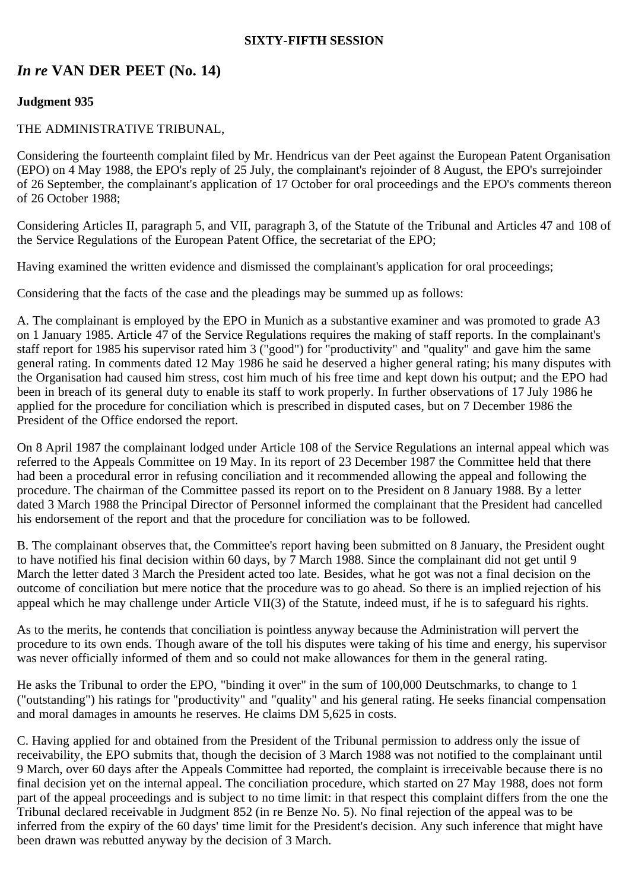**SIXTY-FIFTH SESSION**

# *In re* VAN DER PEET (No. 14)

**Judgment 935**

THE ADMINISTRATIVE TRIBUNAL,

Considering the fourteenth complaint filed by Mr. Hendricus van der Peet against the European Patent Organisation (EPO) on 4 May 1988, the EPO's reply of 25 July, the complainant's rejoinder of 8 August, the EPO's surrejoinder of 26 September, the complainant's application of 17 October for oral proceedings and the EPO's comments thereon of 26 October 1988;

Considering Articles II, paragraph 5, and VII, paragraph 3, of the Statute of the Tribunal and Articles 47 and 108 of the Service Regulations of the European Patent Office, the secretariat of the EPO;

Having examined the written evidence and dismissed the complainant's application for oral proceedings;

Considering that the facts of the case and the pleadings may be summed up as follows:

A. The complainant is employed by the EPO in Munich as a substantive examiner and was promoted to grade A3 on 1 January 1985. Article 47 of the Service Regulations requires the making of staff reports. In the complainant's staff report for 1985 his supervisor rated him 3 ("good") for "productivity" and "quality" and gave him the same general rating. In comments dated 12 May 1986 he said he deserved a higher general rating; his many disputes with the Organisation had caused him stress, cost him much of his free time and kept down his output; and the EPO had been in breach of its general duty to enable its staff to work properly. In further observations of 17 July 1986 he applied for the procedure for conciliation which is prescribed in disputed cases, but on 7 December 1986 the President of the Office endorsed the report.

On 8 April 1987 the complainant lodged under Article 108 of the Service Regulations an internal appeal which was referred to the Appeals Committee on 19 May. In its report of 23 December 1987 the Committee held that there had been a procedural error in refusing conciliation and it recommended allowing the appeal and following the procedure. The chairman of the Committee passed its report on to the President on 8 January 1988. By a letter dated 3 March 1988 the Principal Director of Personnel informed the complainant that the President had cancelled his endorsement of the report and that the procedure for conciliation was to be followed.

B. The complainant observes that, the Committee's report having been submitted on 8 January, the President ought to have notified his final decision within 60 days, by 7 March 1988. Since the complainant did not get until 9 March the letter dated 3 March the President acted too late. Besides, what he got was not a final decision on the outcome of conciliation but mere notice that the procedure was to go ahead. So there is an implied rejection of his appeal which he may challenge under Article VII(3) of the Statute, indeed must, if he is to safeguard his rights.

As to the merits, he contends that conciliation is pointless anyway because the Administration will pervert the procedure to its own ends. Though aware of the toll his disputes were taking of his time and energy, his supervisor was never officially informed of them and so could not make allowances for them in the general rating.

He asks the Tribunal to order the EPO, "binding it over" in the sum of 100,000 Deutschmarks, to change to 1 ("outstanding") his ratings for "productivity" and "quality" and his general rating. He seeks financial compensation and moral damages in amounts he reserves. He claims DM 5,625 in costs.

C. Having applied for and obtained from the President of the Tribunal permission to address only the issue of receivability, the EPO submits that, though the decision of 3 March 1988 was not notified to the complainant until 9 March, over 60 days after the Appeals Committee had reported, the complaint is irreceivable because there is no final decision yet on the internal appeal. The conciliation procedure, which started on 27 May 1988, does not form part of the appeal proceedings and is subject to no time limit: in that respect this complaint differs from the one the Tribunal declared receivable in Judgment 852 (in re Benze No. 5). No final rejection of the appeal was to be inferred from the expiry of the 60 days' time limit for the President's decision. Any such inference that might have been drawn was rebutted anyway by the decision of 3 March.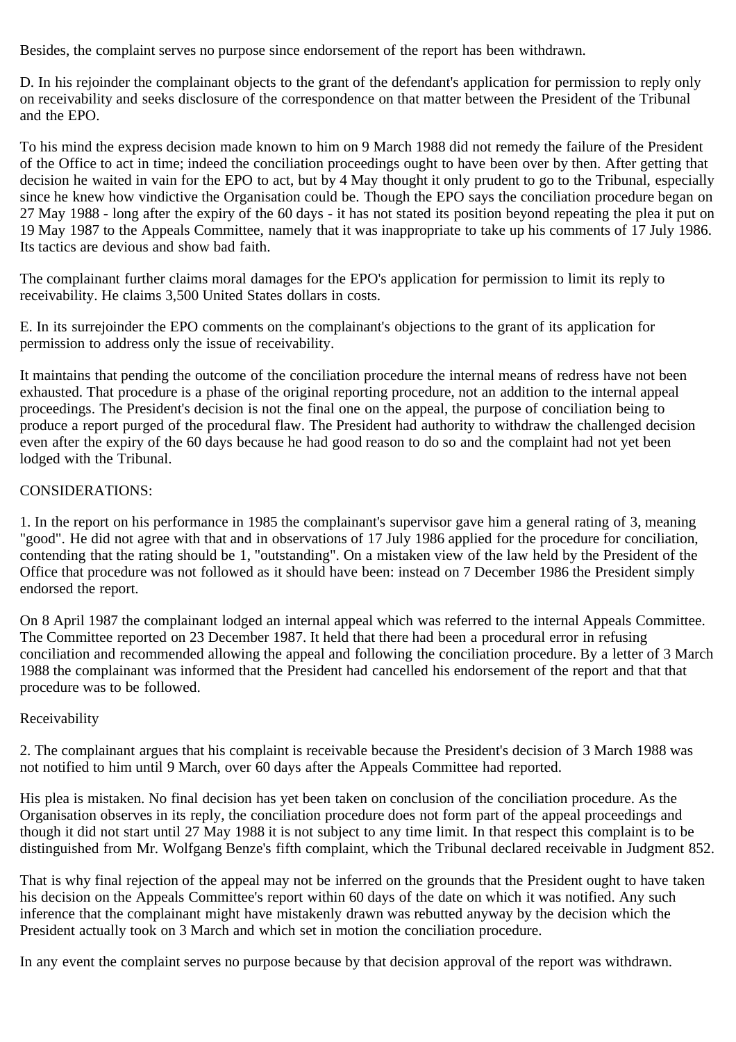Besides, the complaint serves no purpose since endorsement of the report has been withdrawn.

D. In his rejoinder the complainant objects to the grant of the defendant's application for permission to reply only on receivability and seeks disclosure of the correspondence on that matter between the President of the Tribunal and the EPO.

To his mind the express decision made known to him on 9 March 1988 did not remedy the failure of the President of the Office to act in time; indeed the conciliation proceedings ought to have been over by then. After getting that decision he waited in vain for the EPO to act, but by 4 May thought it only prudent to go to the Tribunal, especially since he knew how vindictive the Organisation could be. Though the EPO says the conciliation procedure began on 27 May 1988 - long after the expiry of the 60 days - it has not stated its position beyond repeating the plea it put on 19 May 1987 to the Appeals Committee, namely that it was inappropriate to take up his comments of 17 July 1986. Its tactics are devious and show bad faith.

The complainant further claims moral damages for the EPO's application for permission to limit its reply to receivability. He claims 3,500 United States dollars in costs.

E. In its surrejoinder the EPO comments on the complainant's objections to the grant of its application for permission to address only the issue of receivability.

It maintains that pending the outcome of the conciliation procedure the internal means of redress have not been exhausted. That procedure is a phase of the original reporting procedure, not an addition to the internal appeal proceedings. The President's decision is not the final one on the appeal, the purpose of conciliation being to produce a report purged of the procedural flaw. The President had authority to withdraw the challenged decision even after the expiry of the 60 days because he had good reason to do so and the complaint had not yet been lodged with the Tribunal.

CONSIDERATIONS:

1. In the report on his performance in 1985 the complainant's supervisor gave him a general rating of 3, meaning "good". He did not agree with that and in observations of 17 July 1986 applied for the procedure for conciliation, contending that the rating should be 1, "outstanding". On a mistaken view of the law held by the President of the Office that procedure was not followed as it should have been: instead on 7 December 1986 the President simply endorsed the report.

On 8 April 1987 the complainant lodged an internal appeal which was referred to the internal Appeals Committee. The Committee reported on 23 December 1987. It held that there had been a procedural error in refusing conciliation and recommended allowing the appeal and following the conciliation procedure. By a letter of 3 March 1988 the complainant was informed that the President had cancelled his endorsement of the report and that that procedure was to be followed.

Receivability

2. The complainant argues that his complaint is receivable because the President's decision of 3 March 1988 was not notified to him until 9 March, over 60 days after the Appeals Committee had reported.

His plea is mistaken. No final decision has yet been taken on conclusion of the conciliation procedure. As the Organisation observes in its reply, the conciliation procedure does not form part of the appeal proceedings and though it did not start until 27 May 1988 it is not subject to any time limit. In that respect this complaint is to be distinguished from Mr. Wolfgang Benze's fifth complaint, which the Tribunal declared receivable in Judgment 852.

That is why final rejection of the appeal may not be inferred on the grounds that the President ought to have taken his decision on the Appeals Committee's report within 60 days of the date on which it was notified. Any such inference that the complainant might have mistakenly drawn was rebutted anyway by the decision which the President actually took on 3 March and which set in motion the conciliation procedure.

In any event the complaint serves no purpose because by that decision approval of the report was withdrawn.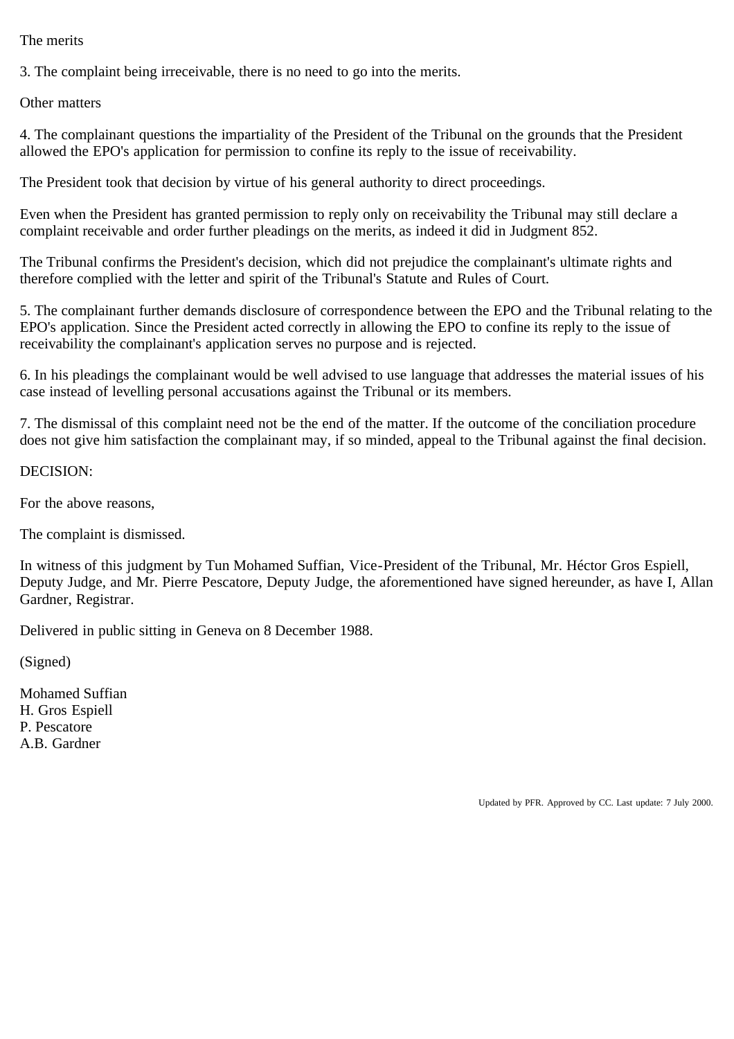The merits

3. The complaint being irreceivable, there is no need to go into the merits.

Other matters

4. The complainant questions the impartiality of the President of the Tribunal on the grounds that the President allowed the EPO's application for permission to confine its reply to the issue of receivability.

The President took that decision by virtue of his general authority to direct proceedings.

Even when the President has granted permission to reply only on receivability the Tribunal may still declare a complaint receivable and order further pleadings on the merits, as indeed it did in Judgment 852.

The Tribunal confirms the President's decision, which did not prejudice the complainant's ultimate rights and therefore complied with the letter and spirit of the Tribunal's Statute and Rules of Court.

5. The complainant further demands disclosure of correspondence between the EPO and the Tribunal relating to the EPO's application. Since the President acted correctly in allowing the EPO to confine its reply to the issue of receivability the complainant's application serves no purpose and is rejected.

6. In his pleadings the complainant would be well advised to use language that addresses the material issues of his case instead of levelling personal accusations against the Tribunal or its members.

7. The dismissal of this complaint need not be the end of the matter. If the outcome of the conciliation procedure does not give him satisfaction the complainant may, if so minded, appeal to the Tribunal against the final decision.

DECISION:

For the above reasons,

The complaint is dismissed.

In witness of this judgment by Tun Mohamed Suffian, Vice-President of the Tribunal, Mr. Héctor Gros Espiell, Deputy Judge, and Mr. Pierre Pescatore, Deputy Judge, the aforementioned have signed hereunder, as have I, Allan Gardner, Registrar.

Delivered in public sitting in Geneva on 8 December 1988.

(Signed)

Mohamed Suffian
H. Gros Espiell
P. Pescatore
A.B. Gardner

Updated by PFR. Approved by CC. Last update: 7 July 2000.